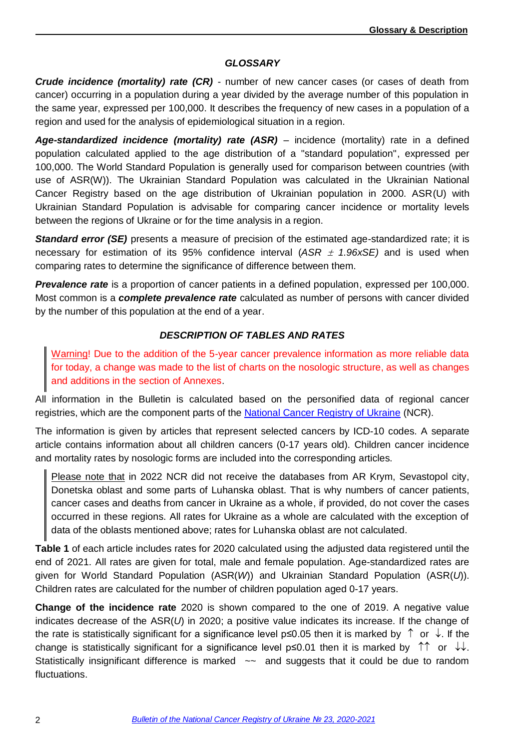## GLOSSARY

***Crude incidence (mortality) rate (CR)*** - number of new cancer cases (or cases of death from cancer) occurring in a population during a year divided by the average number of this population in the same year, expressed per 100,000. It describes the frequency of new cases in a population of a region and used for the analysis of epidemiological situation in a region.

***Age-standardized incidence (mortality) rate (ASR)*** – incidence (mortality) rate in a defined population calculated applied to the age distribution of a "standard population", expressed per 100,000. The World Standard Population is generally used for comparison between countries (with use of ASR(W)). The Ukrainian Standard Population was calculated in the Ukrainian National Cancer Registry based on the age distribution of Ukrainian population in 2000. ASR(U) with Ukrainian Standard Population is advisable for comparing cancer incidence or mortality levels between the regions of Ukraine or for the time analysis in a region.

***Standard error (SE)*** presents a measure of precision of the estimated age-standardized rate; it is necessary for estimation of its 95% confidence interval (*ASR ± 1.96xSE)* and is used when comparing rates to determine the significance of difference between them.

***Prevalence rate*** is a proportion of cancer patients in a defined population, expressed per 100,000. Most common is a ***complete prevalence rate*** calculated as number of persons with cancer divided by the number of this population at the end of a year.

## DESCRIPTION OF TABLES AND RATES

> Warning! Due to the addition of the 5-year cancer prevalence information as more reliable data for today, a change was made to the list of charts on the nosologic structure, as well as changes and additions in the section of Annexes.

All information in the Bulletin is calculated based on the personified data of regional cancer registries, which are the component parts of the National Cancer Registry of Ukraine (NCR).

The information is given by articles that represent selected cancers by ICD-10 codes. A separate article contains information about all children cancers (0-17 years old). Children cancer incidence and mortality rates by nosologic forms are included into the corresponding articles.

> Please note that in 2022 NCR did not receive the databases from AR Krym, Sevastopol city, Donetska oblast and some parts of Luhanska oblast. That is why numbers of cancer patients, cancer cases and deaths from cancer in Ukraine as a whole, if provided, do not cover the cases occurred in these regions. All rates for Ukraine as a whole are calculated with the exception of data of the oblasts mentioned above; rates for Luhanska oblast are not calculated.

**Table 1** of each article includes rates for 2020 calculated using the adjusted data registered until the end of 2021. All rates are given for total, male and female population. Age-standardized rates are given for World Standard Population (ASR(*W*)) and Ukrainian Standard Population (ASR(*U*)). Children rates are calculated for the number of children population aged 0-17 years.

**Change of the incidence rate** 2020 is shown compared to the one of 2019. A negative value indicates decrease of the ASR(*U*) in 2020; a positive value indicates its increase. If the change of the rate is statistically significant for a significance level $p \le 0.05$ then it is marked by ↑ or ↓. If the change is statistically significant for a significance level $p \le 0.01$ then it is marked by ↑↑ or ↓↓. Statistically insignificant difference is marked ~~ and suggests that it could be due to random fluctuations.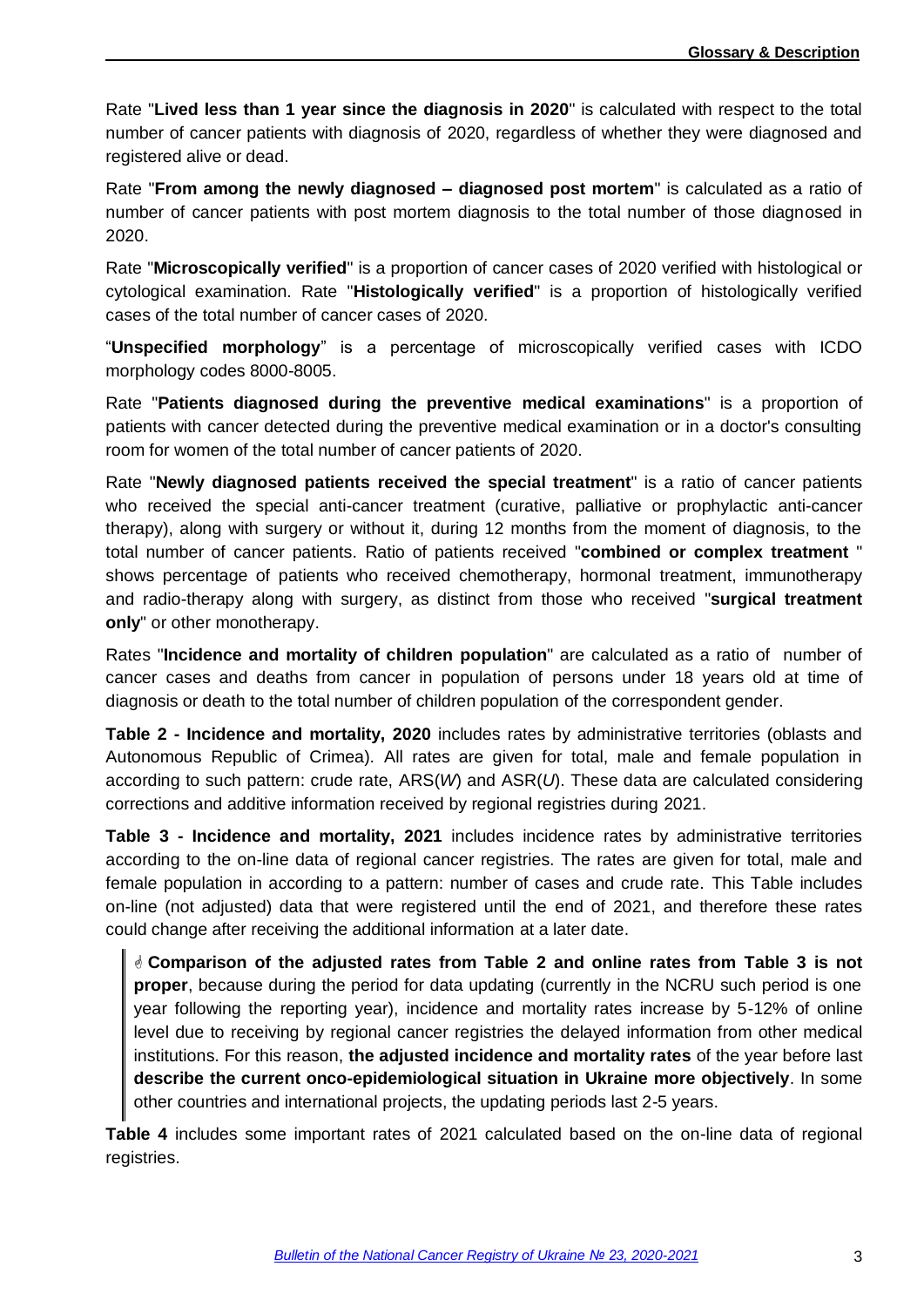Rate "**Lived less than 1 year since the diagnosis in 2020**" is calculated with respect to the total number of cancer patients with diagnosis of 2020, regardless of whether they were diagnosed and registered alive or dead.

Rate "**From among the newly diagnosed – diagnosed post mortem**" is calculated as a ratio of number of cancer patients with post mortem diagnosis to the total number of those diagnosed in 2020.

Rate "**Microscopically verified**" is a proportion of cancer cases of 2020 verified with histological or cytological examination. Rate "**Histologically verified**" is a proportion of histologically verified cases of the total number of cancer cases of 2020.

"**Unspecified morphology**" is a percentage of microscopically verified cases with ICDO morphology codes 8000-8005.

Rate "**Patients diagnosed during the preventive medical examinations**" is a proportion of patients with cancer detected during the preventive medical examination or in a doctor's consulting room for women of the total number of cancer patients of 2020.

Rate "**Newly diagnosed patients received the special treatment**" is a ratio of cancer patients who received the special anti-cancer treatment (curative, palliative or prophylactic anti-cancer therapy), along with surgery or without it, during 12 months from the moment of diagnosis, to the total number of cancer patients. Ratio of patients received "**combined or complex treatment** " shows percentage of patients who received chemotherapy, hormonal treatment, immunotherapy and radio-therapy along with surgery, as distinct from those who received "**surgical treatment only**" or other monotherapy.

Rates "**Incidence and mortality of children population**" are calculated as a ratio of number of cancer cases and deaths from cancer in population of persons under 18 years old at time of diagnosis or death to the total number of children population of the correspondent gender.

**Table 2 - Incidence and mortality, 2020** includes rates by administrative territories (oblasts and Autonomous Republic of Crimea). All rates are given for total, male and female population in according to such pattern: crude rate, ARS(*W*) and ASR(*U*). These data are calculated considering corrections and additive information received by regional registries during 2021.

**Table 3 - Incidence and mortality, 2021** includes incidence rates by administrative territories according to the on-line data of regional cancer registries. The rates are given for total, male and female population in according to a pattern: number of cases and crude rate. This Table includes on-line (not adjusted) data that were registered until the end of 2021, and therefore these rates could change after receiving the additional information at a later date.

> ☝ **Comparison of the adjusted rates from Table 2 and online rates from Table 3 is not proper**, because during the period for data updating (currently in the NCRU such period is one year following the reporting year), incidence and mortality rates increase by 5-12% of online level due to receiving by regional cancer registries the delayed information from other medical institutions. For this reason, **the adjusted incidence and mortality rates** of the year before last **describe the current onco-epidemiological situation in Ukraine more objectively**. In some other countries and international projects, the updating periods last 2-5 years.

**Table 4** includes some important rates of 2021 calculated based on the on-line data of regional registries.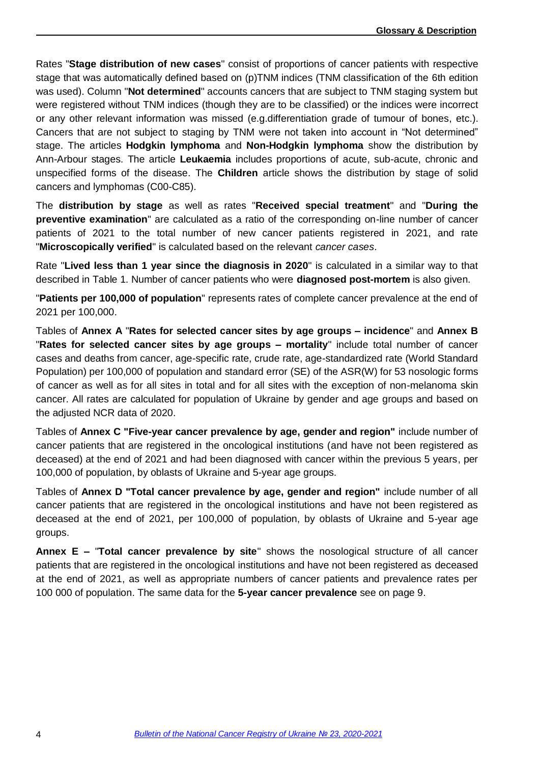Rates "**Stage distribution of new cases**" consist of proportions of cancer patients with respective stage that was automatically defined based on (p)TNM indices (TNM classification of the 6th edition was used). Column "**Not determined**" accounts cancers that are subject to TNM staging system but were registered without TNM indices (though they are to be classified) or the indices were incorrect or any other relevant information was missed (e.g.differentiation grade of tumour of bones, etc.). Cancers that are not subject to staging by TNM were not taken into account in "Not determined" stage. The articles **Hodgkin lymphoma** and **Non-Hodgkin lymphoma** show the distribution by Ann-Arbour stages. The article **Leukaemia** includes proportions of acute, sub-acute, chronic and unspecified forms of the disease. The **Children** article shows the distribution by stage of solid cancers and lymphomas (C00-C85).

The **distribution by stage** as well as rates "**Received special treatment**" and "**During the preventive examination**" are calculated as a ratio of the corresponding on-line number of cancer patients of 2021 to the total number of new cancer patients registered in 2021, and rate "**Microscopically verified**" is calculated based on the relevant *cancer cases*.

Rate "**Lived less than 1 year since the diagnosis in 2020**" is calculated in a similar way to that described in Table 1. Number of cancer patients who were **diagnosed post-mortem** is also given.

"**Patients per 100,000 of population**" represents rates of complete cancer prevalence at the end of 2021 per 100,000.

Tables of **Annex A** "**Rates for selected cancer sites by age groups – incidence**" and **Annex B** "**Rates for selected cancer sites by age groups – mortality**" include total number of cancer cases and deaths from cancer, age-specific rate, crude rate, age-standardized rate (World Standard Population) per 100,000 of population and standard error (SE) of the ASR(W) for 53 nosologic forms of cancer as well as for all sites in total and for all sites with the exception of non-melanoma skin cancer. All rates are calculated for population of Ukraine by gender and age groups and based on the adjusted NCR data of 2020.

Tables of **Annex C "Five-year cancer prevalence by age, gender and region"** include number of cancer patients that are registered in the oncological institutions (and have not been registered as deceased) at the end of 2021 and had been diagnosed with cancer within the previous 5 years, per 100,000 of population, by oblasts of Ukraine and 5-year age groups.

Tables of **Annex D "Total cancer prevalence by age, gender and region"** include number of all cancer patients that are registered in the oncological institutions and have not been registered as deceased at the end of 2021, per 100,000 of population, by oblasts of Ukraine and 5-year age groups.

**Annex E –** "**Total cancer prevalence by site**" shows the nosological structure of all cancer patients that are registered in the oncological institutions and have not been registered as deceased at the end of 2021, as well as appropriate numbers of cancer patients and prevalence rates per 100 000 of population. The same data for the **5-year cancer prevalence** see on page 9.